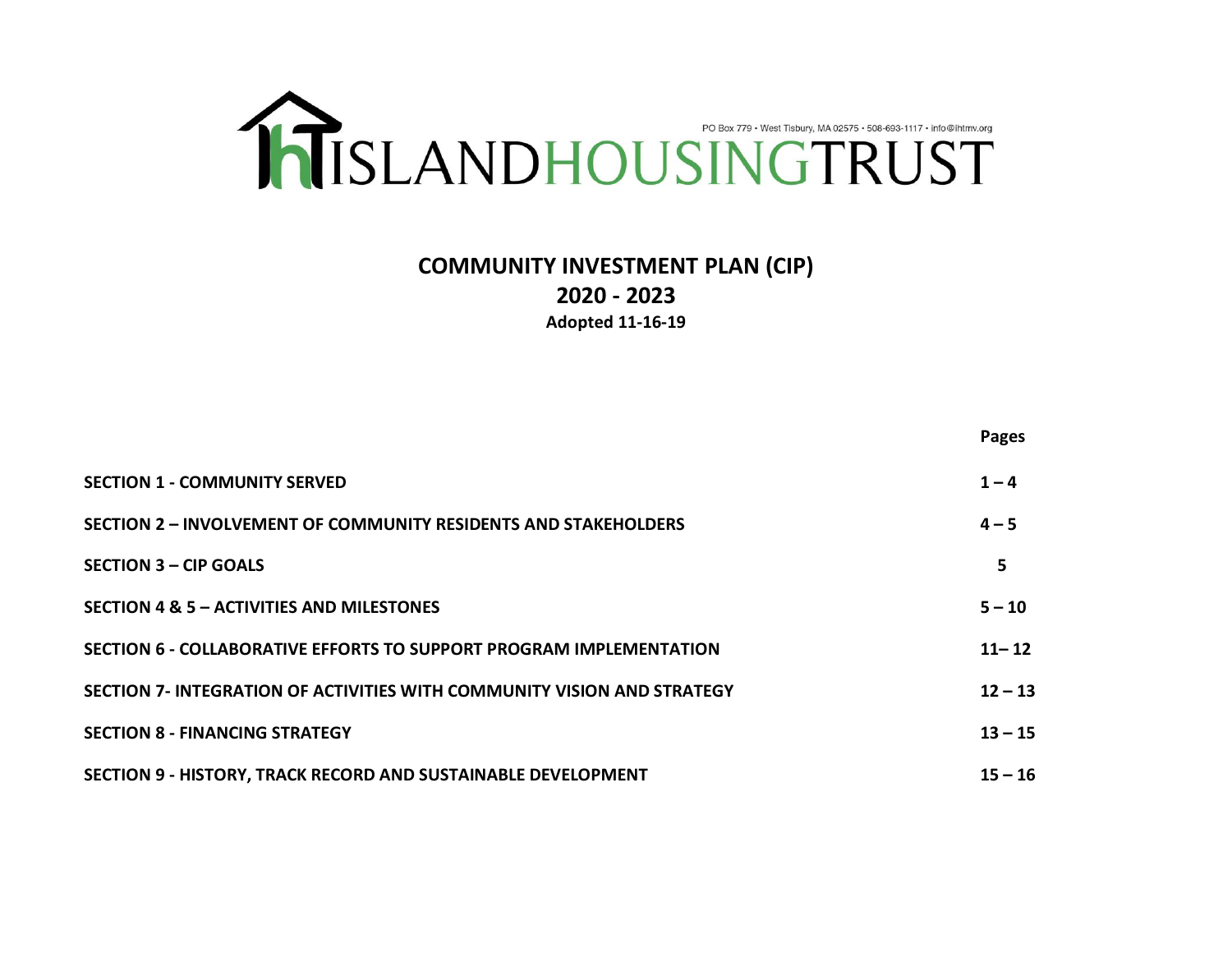PO Box 779 • West Tisbury, MA 02575 • 508-693-1117 • info@ihtmv.org

# ISLANDHOUSINGTRUST

## COMMUNITY INVESTMENT PLAN (CIP)
## 2020 - 2023
**Adopted 11-16-19**

| | Pages |
|---|---|
| **SECTION 1 - COMMUNITY SERVED** | **1 – 4** |
| **SECTION 2 – INVOLVEMENT OF COMMUNITY RESIDENTS AND STAKEHOLDERS** | **4 – 5** |
| **SECTION 3 – CIP GOALS** | **5** |
| **SECTION 4 & 5 – ACTIVITIES AND MILESTONES** | **5 – 10** |
| **SECTION 6 - COLLABORATIVE EFFORTS TO SUPPORT PROGRAM IMPLEMENTATION** | **11– 12** |
| **SECTION 7- INTEGRATION OF ACTIVITIES WITH COMMUNITY VISION AND STRATEGY** | **12 – 13** |
| **SECTION 8 - FINANCING STRATEGY** | **13 – 15** |
| **SECTION 9 - HISTORY, TRACK RECORD AND SUSTAINABLE DEVELOPMENT** | **15 – 16** |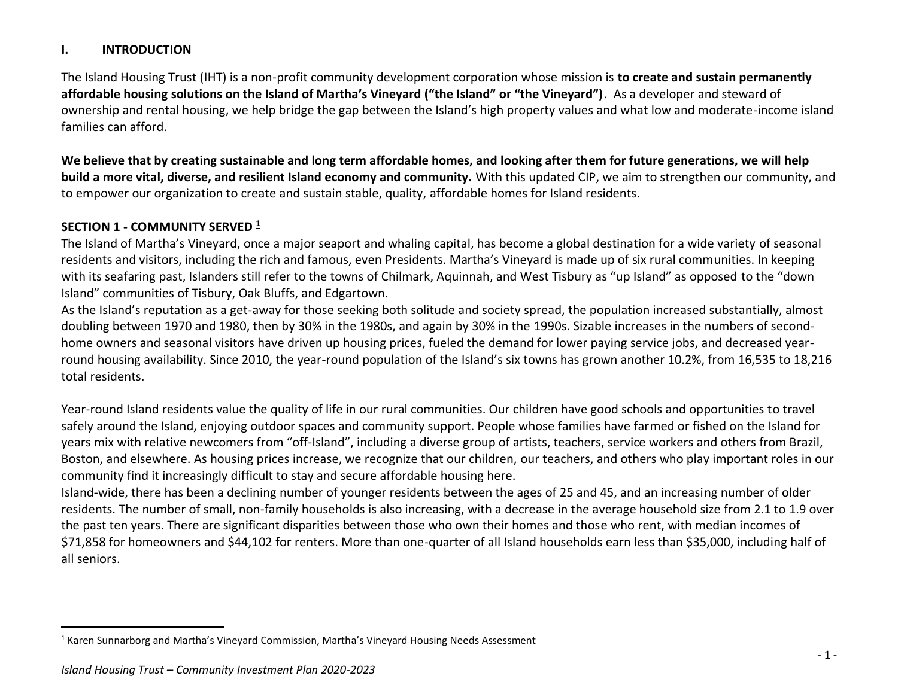## I. INTRODUCTION

The Island Housing Trust (IHT) is a non-profit community development corporation whose mission is **to create and sustain permanently affordable housing solutions on the Island of Martha's Vineyard ("the Island" or "the Vineyard")**. As a developer and steward of ownership and rental housing, we help bridge the gap between the Island's high property values and what low and moderate-income island families can afford.

**We believe that by creating sustainable and long term affordable homes, and looking after them for future generations, we will help build a more vital, diverse, and resilient Island economy and community.** With this updated CIP, we aim to strengthen our community, and to empower our organization to create and sustain stable, quality, affordable homes for Island residents.

### SECTION 1 - COMMUNITY SERVED [1]

The Island of Martha's Vineyard, once a major seaport and whaling capital, has become a global destination for a wide variety of seasonal residents and visitors, including the rich and famous, even Presidents. Martha's Vineyard is made up of six rural communities. In keeping with its seafaring past, Islanders still refer to the towns of Chilmark, Aquinnah, and West Tisbury as "up Island" as opposed to the "down Island" communities of Tisbury, Oak Bluffs, and Edgartown.

As the Island's reputation as a get-away for those seeking both solitude and society spread, the population increased substantially, almost doubling between 1970 and 1980, then by 30% in the 1980s, and again by 30% in the 1990s. Sizable increases in the numbers of second-home owners and seasonal visitors have driven up housing prices, fueled the demand for lower paying service jobs, and decreased year-round housing availability. Since 2010, the year-round population of the Island's six towns has grown another 10.2%, from 16,535 to 18,216 total residents.

Year-round Island residents value the quality of life in our rural communities. Our children have good schools and opportunities to travel safely around the Island, enjoying outdoor spaces and community support. People whose families have farmed or fished on the Island for years mix with relative newcomers from "off-Island", including a diverse group of artists, teachers, service workers and others from Brazil, Boston, and elsewhere. As housing prices increase, we recognize that our children, our teachers, and others who play important roles in our community find it increasingly difficult to stay and secure affordable housing here.

Island-wide, there has been a declining number of younger residents between the ages of 25 and 45, and an increasing number of older residents. The number of small, non-family households is also increasing, with a decrease in the average household size from 2.1 to 1.9 over the past ten years. There are significant disparities between those who own their homes and those who rent, with median incomes of $71,858 for homeowners and $44,102 for renters. More than one-quarter of all Island households earn less than $35,000, including half of all seniors.

[1] Karen Sunnarborg and Martha's Vineyard Commission, Martha's Vineyard Housing Needs Assessment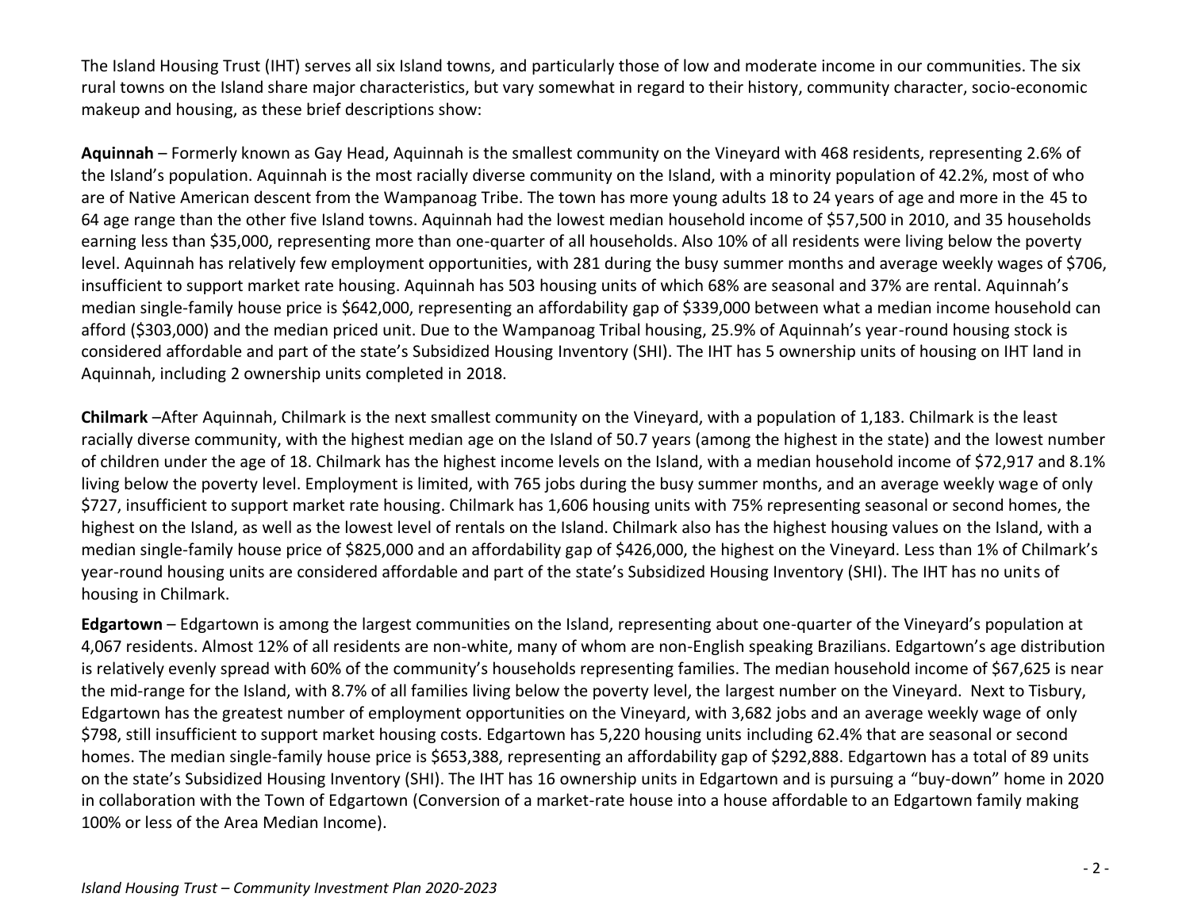The Island Housing Trust (IHT) serves all six Island towns, and particularly those of low and moderate income in our communities. The six rural towns on the Island share major characteristics, but vary somewhat in regard to their history, community character, socio-economic makeup and housing, as these brief descriptions show:

**Aquinnah** – Formerly known as Gay Head, Aquinnah is the smallest community on the Vineyard with 468 residents, representing 2.6% of the Island's population. Aquinnah is the most racially diverse community on the Island, with a minority population of 42.2%, most of who are of Native American descent from the Wampanoag Tribe. The town has more young adults 18 to 24 years of age and more in the 45 to 64 age range than the other five Island towns. Aquinnah had the lowest median household income of $57,500 in 2010, and 35 households earning less than $35,000, representing more than one-quarter of all households. Also 10% of all residents were living below the poverty level. Aquinnah has relatively few employment opportunities, with 281 during the busy summer months and average weekly wages of $706, insufficient to support market rate housing. Aquinnah has 503 housing units of which 68% are seasonal and 37% are rental. Aquinnah's median single-family house price is $642,000, representing an affordability gap of $339,000 between what a median income household can afford ($303,000) and the median priced unit. Due to the Wampanoag Tribal housing, 25.9% of Aquinnah's year-round housing stock is considered affordable and part of the state's Subsidized Housing Inventory (SHI). The IHT has 5 ownership units of housing on IHT land in Aquinnah, including 2 ownership units completed in 2018.

**Chilmark** –After Aquinnah, Chilmark is the next smallest community on the Vineyard, with a population of 1,183. Chilmark is the least racially diverse community, with the highest median age on the Island of 50.7 years (among the highest in the state) and the lowest number of children under the age of 18. Chilmark has the highest income levels on the Island, with a median household income of $72,917 and 8.1% living below the poverty level. Employment is limited, with 765 jobs during the busy summer months, and an average weekly wage of only $727, insufficient to support market rate housing. Chilmark has 1,606 housing units with 75% representing seasonal or second homes, the highest on the Island, as well as the lowest level of rentals on the Island. Chilmark also has the highest housing values on the Island, with a median single-family house price of $825,000 and an affordability gap of $426,000, the highest on the Vineyard. Less than 1% of Chilmark's year-round housing units are considered affordable and part of the state's Subsidized Housing Inventory (SHI). The IHT has no units of housing in Chilmark.

**Edgartown** – Edgartown is among the largest communities on the Island, representing about one-quarter of the Vineyard's population at 4,067 residents. Almost 12% of all residents are non-white, many of whom are non-English speaking Brazilians. Edgartown's age distribution is relatively evenly spread with 60% of the community's households representing families. The median household income of $67,625 is near the mid-range for the Island, with 8.7% of all families living below the poverty level, the largest number on the Vineyard. Next to Tisbury, Edgartown has the greatest number of employment opportunities on the Vineyard, with 3,682 jobs and an average weekly wage of only $798, still insufficient to support market housing costs. Edgartown has 5,220 housing units including 62.4% that are seasonal or second homes. The median single-family house price is $653,388, representing an affordability gap of $292,888. Edgartown has a total of 89 units on the state's Subsidized Housing Inventory (SHI). The IHT has 16 ownership units in Edgartown and is pursuing a "buy-down" home in 2020 in collaboration with the Town of Edgartown (Conversion of a market-rate house into a house affordable to an Edgartown family making 100% or less of the Area Median Income).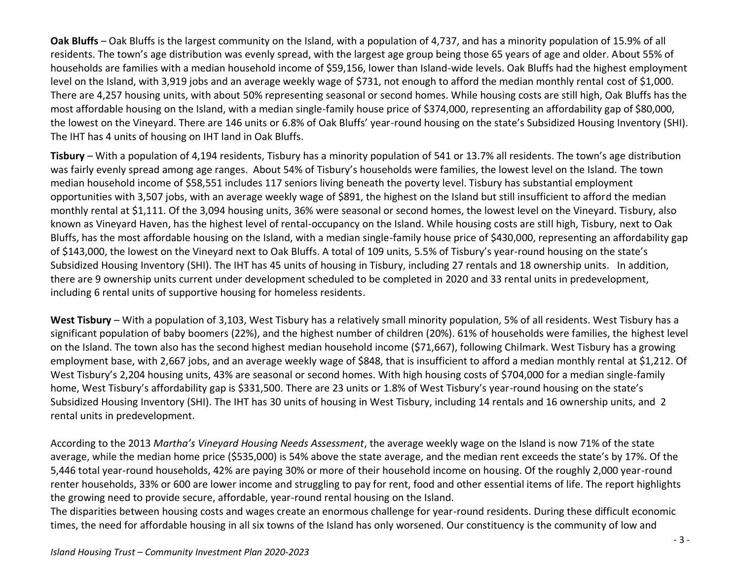**Oak Bluffs** – Oak Bluffs is the largest community on the Island, with a population of 4,737, and has a minority population of 15.9% of all residents. The town's age distribution was evenly spread, with the largest age group being those 65 years of age and older. About 55% of households are families with a median household income of $59,156, lower than Island-wide levels. Oak Bluffs had the highest employment level on the Island, with 3,919 jobs and an average weekly wage of $731, not enough to afford the median monthly rental cost of $1,000. There are 4,257 housing units, with about 50% representing seasonal or second homes. While housing costs are still high, Oak Bluffs has the most affordable housing on the Island, with a median single-family house price of $374,000, representing an affordability gap of $80,000, the lowest on the Vineyard. There are 146 units or 6.8% of Oak Bluffs' year-round housing on the state's Subsidized Housing Inventory (SHI). The IHT has 4 units of housing on IHT land in Oak Bluffs.

**Tisbury** – With a population of 4,194 residents, Tisbury has a minority population of 541 or 13.7% all residents. The town's age distribution was fairly evenly spread among age ranges. About 54% of Tisbury's households were families, the lowest level on the Island. The town median household income of $58,551 includes 117 seniors living beneath the poverty level. Tisbury has substantial employment opportunities with 3,507 jobs, with an average weekly wage of $891, the highest on the Island but still insufficient to afford the median monthly rental at $1,111. Of the 3,094 housing units, 36% were seasonal or second homes, the lowest level on the Vineyard. Tisbury, also known as Vineyard Haven, has the highest level of rental-occupancy on the Island. While housing costs are still high, Tisbury, next to Oak Bluffs, has the most affordable housing on the Island, with a median single-family house price of $430,000, representing an affordability gap of $143,000, the lowest on the Vineyard next to Oak Bluffs. A total of 109 units, 5.5% of Tisbury's year-round housing on the state's Subsidized Housing Inventory (SHI). The IHT has 45 units of housing in Tisbury, including 27 rentals and 18 ownership units. In addition, there are 9 ownership units current under development scheduled to be completed in 2020 and 33 rental units in predevelopment, including 6 rental units of supportive housing for homeless residents.

**West Tisbury** – With a population of 3,103, West Tisbury has a relatively small minority population, 5% of all residents. West Tisbury has a significant population of baby boomers (22%), and the highest number of children (20%). 61% of households were families, the highest level on the Island. The town also has the second highest median household income ($71,667), following Chilmark. West Tisbury has a growing employment base, with 2,667 jobs, and an average weekly wage of $848, that is insufficient to afford a median monthly rental at $1,212. Of West Tisbury's 2,204 housing units, 43% are seasonal or second homes. With high housing costs of $704,000 for a median single-family home, West Tisbury's affordability gap is $331,500. There are 23 units or 1.8% of West Tisbury's year-round housing on the state's Subsidized Housing Inventory (SHI). The IHT has 30 units of housing in West Tisbury, including 14 rentals and 16 ownership units, and 2 rental units in predevelopment.

According to the 2013 *Martha's Vineyard Housing Needs Assessment*, the average weekly wage on the Island is now 71% of the state average, while the median home price ($535,000) is 54% above the state average, and the median rent exceeds the state's by 17%. Of the 5,446 total year-round households, 42% are paying 30% or more of their household income on housing. Of the roughly 2,000 year-round renter households, 33% or 600 are lower income and struggling to pay for rent, food and other essential items of life. The report highlights the growing need to provide secure, affordable, year-round rental housing on the Island.

The disparities between housing costs and wages create an enormous challenge for year-round residents. During these difficult economic times, the need for affordable housing in all six towns of the Island has only worsened. Our constituency is the community of low and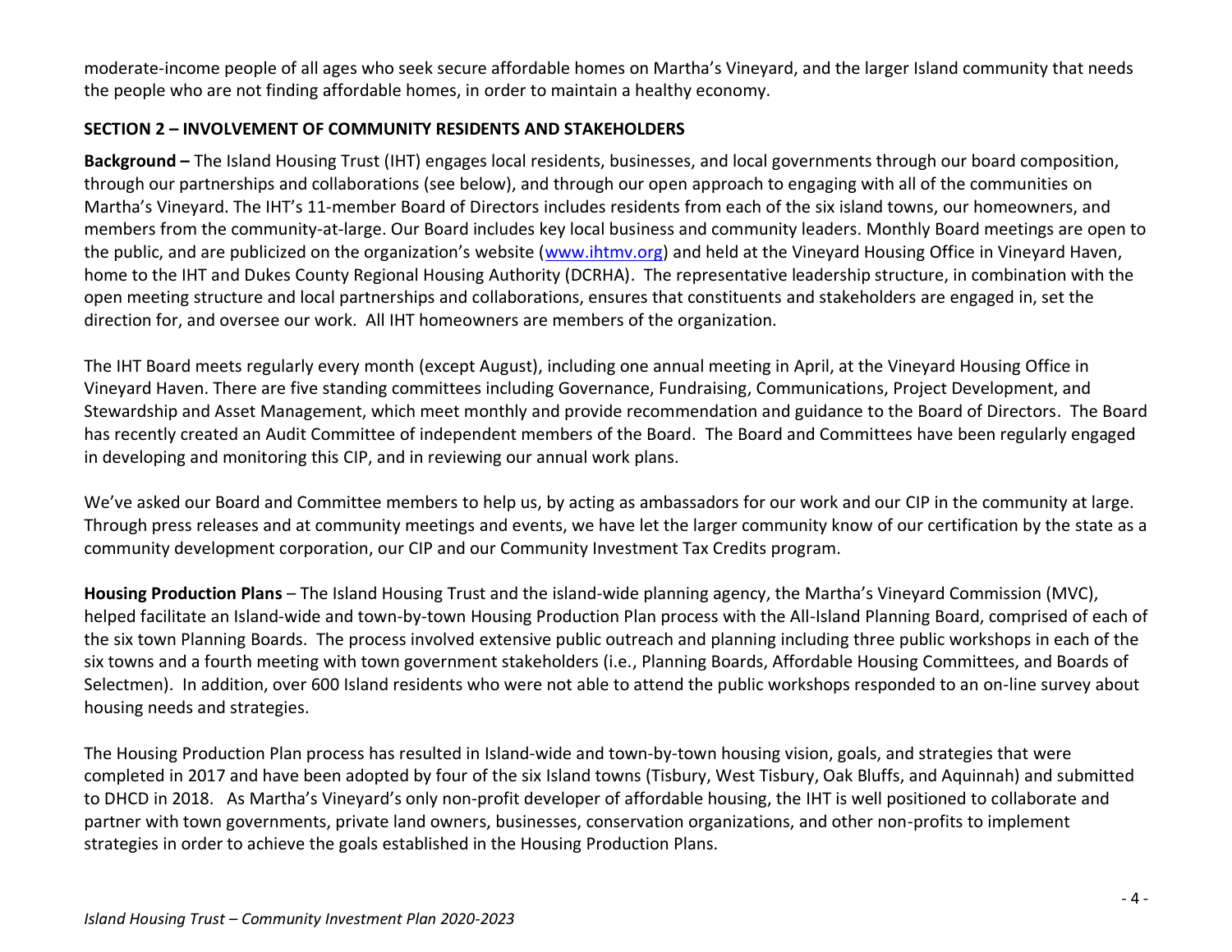moderate-income people of all ages who seek secure affordable homes on Martha's Vineyard, and the larger Island community that needs the people who are not finding affordable homes, in order to maintain a healthy economy.

## SECTION 2 – INVOLVEMENT OF COMMUNITY RESIDENTS AND STAKEHOLDERS

**Background –** The Island Housing Trust (IHT) engages local residents, businesses, and local governments through our board composition, through our partnerships and collaborations (see below), and through our open approach to engaging with all of the communities on Martha's Vineyard. The IHT's 11-member Board of Directors includes residents from each of the six island towns, our homeowners, and members from the community-at-large. Our Board includes key local business and community leaders. Monthly Board meetings are open to the public, and are publicized on the organization's website ([www.ihtmv.org](http://www.ihtmv.org)) and held at the Vineyard Housing Office in Vineyard Haven, home to the IHT and Dukes County Regional Housing Authority (DCRHA). The representative leadership structure, in combination with the open meeting structure and local partnerships and collaborations, ensures that constituents and stakeholders are engaged in, set the direction for, and oversee our work. All IHT homeowners are members of the organization.

The IHT Board meets regularly every month (except August), including one annual meeting in April, at the Vineyard Housing Office in Vineyard Haven. There are five standing committees including Governance, Fundraising, Communications, Project Development, and Stewardship and Asset Management, which meet monthly and provide recommendation and guidance to the Board of Directors. The Board has recently created an Audit Committee of independent members of the Board. The Board and Committees have been regularly engaged in developing and monitoring this CIP, and in reviewing our annual work plans.

We've asked our Board and Committee members to help us, by acting as ambassadors for our work and our CIP in the community at large. Through press releases and at community meetings and events, we have let the larger community know of our certification by the state as a community development corporation, our CIP and our Community Investment Tax Credits program.

**Housing Production Plans** – The Island Housing Trust and the island-wide planning agency, the Martha's Vineyard Commission (MVC), helped facilitate an Island-wide and town-by-town Housing Production Plan process with the All-Island Planning Board, comprised of each of the six town Planning Boards. The process involved extensive public outreach and planning including three public workshops in each of the six towns and a fourth meeting with town government stakeholders (i.e., Planning Boards, Affordable Housing Committees, and Boards of Selectmen). In addition, over 600 Island residents who were not able to attend the public workshops responded to an on-line survey about housing needs and strategies.

The Housing Production Plan process has resulted in Island-wide and town-by-town housing vision, goals, and strategies that were completed in 2017 and have been adopted by four of the six Island towns (Tisbury, West Tisbury, Oak Bluffs, and Aquinnah) and submitted to DHCD in 2018. As Martha's Vineyard's only non-profit developer of affordable housing, the IHT is well positioned to collaborate and partner with town governments, private land owners, businesses, conservation organizations, and other non-profits to implement strategies in order to achieve the goals established in the Housing Production Plans.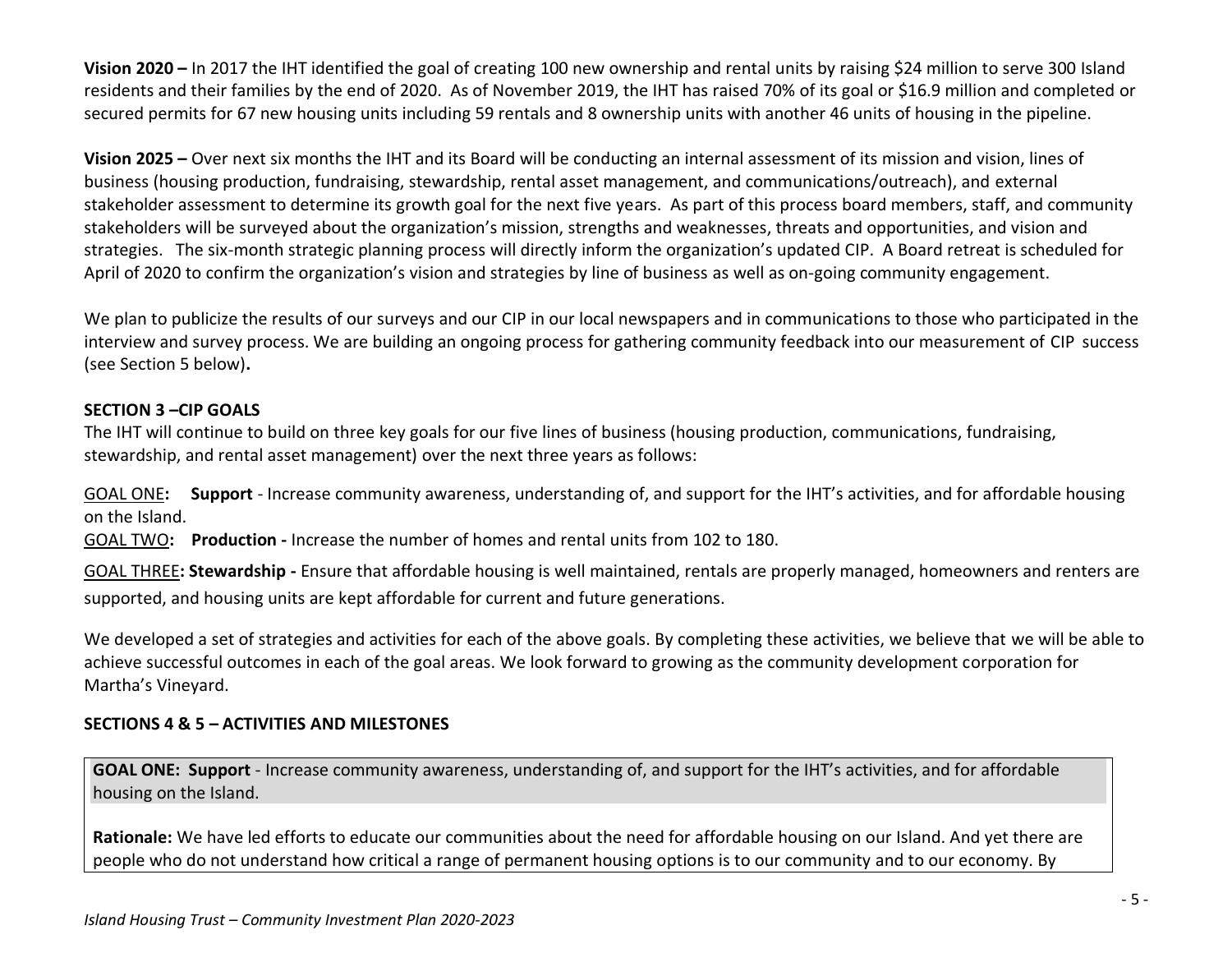**Vision 2020 –** In 2017 the IHT identified the goal of creating 100 new ownership and rental units by raising $24 million to serve 300 Island residents and their families by the end of 2020. As of November 2019, the IHT has raised 70% of its goal or $16.9 million and completed or secured permits for 67 new housing units including 59 rentals and 8 ownership units with another 46 units of housing in the pipeline.

**Vision 2025 –** Over next six months the IHT and its Board will be conducting an internal assessment of its mission and vision, lines of business (housing production, fundraising, stewardship, rental asset management, and communications/outreach), and external stakeholder assessment to determine its growth goal for the next five years. As part of this process board members, staff, and community stakeholders will be surveyed about the organization's mission, strengths and weaknesses, threats and opportunities, and vision and strategies. The six-month strategic planning process will directly inform the organization's updated CIP. A Board retreat is scheduled for April of 2020 to confirm the organization's vision and strategies by line of business as well as on-going community engagement.

We plan to publicize the results of our surveys and our CIP in our local newspapers and in communications to those who participated in the interview and survey process. We are building an ongoing process for gathering community feedback into our measurement of CIP success (see Section 5 below)**.**

## SECTION 3 –CIP GOALS

The IHT will continue to build on three key goals for our five lines of business (housing production, communications, fundraising, stewardship, and rental asset management) over the next three years as follows:

GOAL ONE**:** **Support** - Increase community awareness, understanding of, and support for the IHT's activities, and for affordable housing on the Island.

GOAL TWO**:** **Production -** Increase the number of homes and rental units from 102 to 180.

GOAL THREE**: Stewardship -** Ensure that affordable housing is well maintained, rentals are properly managed, homeowners and renters are supported, and housing units are kept affordable for current and future generations.

We developed a set of strategies and activities for each of the above goals. By completing these activities, we believe that we will be able to achieve successful outcomes in each of the goal areas. We look forward to growing as the community development corporation for Martha's Vineyard.

## SECTIONS 4 & 5 – ACTIVITIES AND MILESTONES

**GOAL ONE: Support** - Increase community awareness, understanding of, and support for the IHT's activities, and for affordable housing on the Island.

**Rationale:** We have led efforts to educate our communities about the need for affordable housing on our Island. And yet there are people who do not understand how critical a range of permanent housing options is to our community and to our economy. By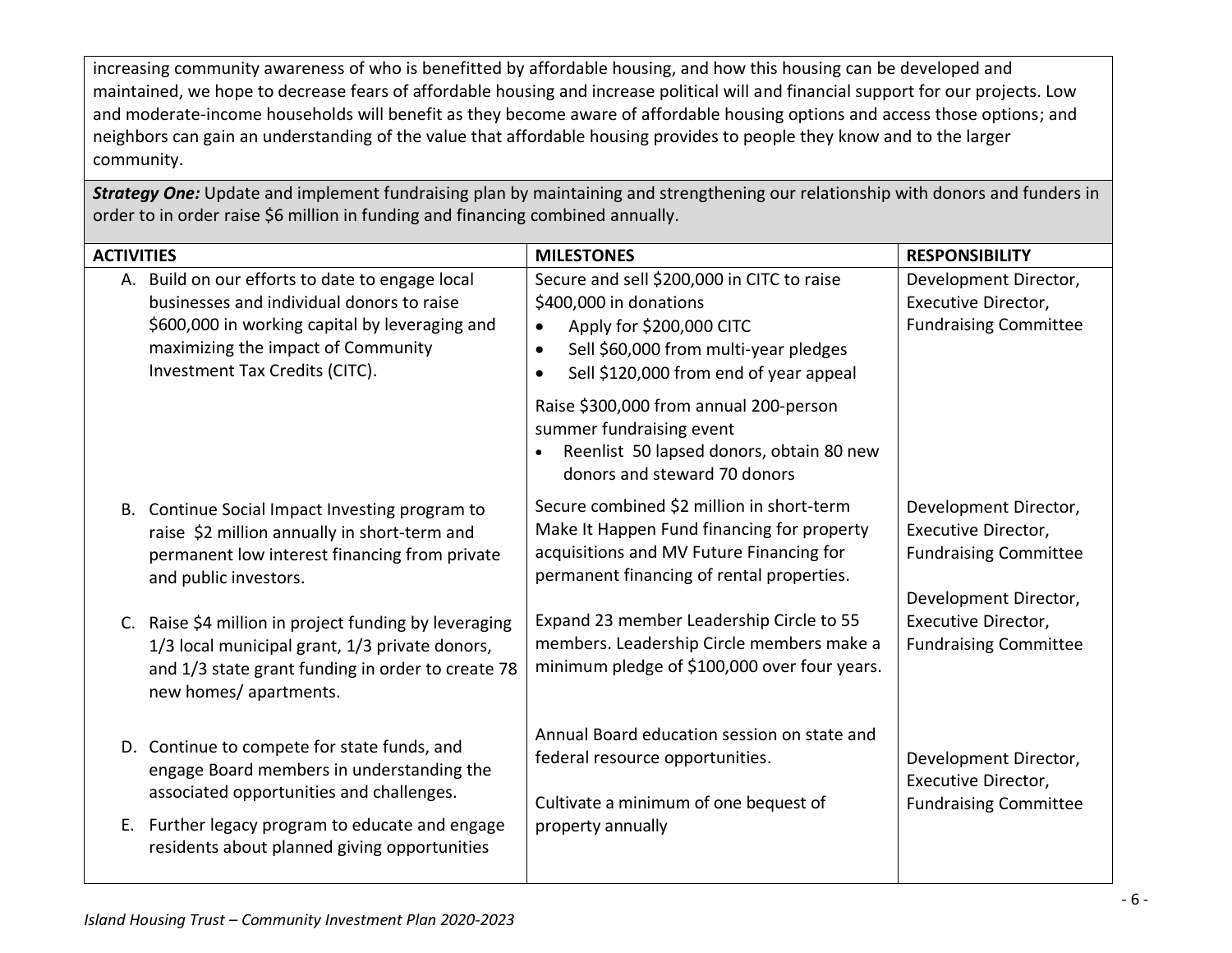increasing community awareness of who is benefitted by affordable housing, and how this housing can be developed and maintained, we hope to decrease fears of affordable housing and increase political will and financial support for our projects. Low and moderate-income households will benefit as they become aware of affordable housing options and access those options; and neighbors can gain an understanding of the value that affordable housing provides to people they know and to the larger community.

***Strategy One:*** Update and implement fundraising plan by maintaining and strengthening our relationship with donors and funders in order to in order raise $6 million in funding and financing combined annually.

| ACTIVITIES | MILESTONES | RESPONSIBILITY |
|---|---|---|
| A. Build on our efforts to date to engage local businesses and individual donors to raise $600,000 in working capital by leveraging and maximizing the impact of Community Investment Tax Credits (CITC). | Secure and sell $200,000 in CITC to raise $400,000 in donations<br>• Apply for $200,000 CITC<br>• Sell $60,000 from multi-year pledges<br>• Sell $120,000 from end of year appeal<br><br>Raise $300,000 from annual 200-person summer fundraising event<br>• Reenlist 50 lapsed donors, obtain 80 new donors and steward 70 donors | Development Director, Executive Director, Fundraising Committee |
| B. Continue Social Impact Investing program to raise $2 million annually in short-term and permanent low interest financing from private and public investors. | Secure combined $2 million in short-term Make It Happen Fund financing for property acquisitions and MV Future Financing for permanent financing of rental properties. | Development Director, Executive Director, Fundraising Committee |
| C. Raise $4 million in project funding by leveraging 1/3 local municipal grant, 1/3 private donors, and 1/3 state grant funding in order to create 78 new homes/ apartments. | Expand 23 member Leadership Circle to 55 members. Leadership Circle members make a minimum pledge of $100,000 over four years. | Development Director, Executive Director, Fundraising Committee |
| D. Continue to compete for state funds, and engage Board members in understanding the associated opportunities and challenges.<br><br>E. Further legacy program to educate and engage residents about planned giving opportunities | Annual Board education session on state and federal resource opportunities.<br><br>Cultivate a minimum of one bequest of property annually | Development Director, Executive Director, Fundraising Committee |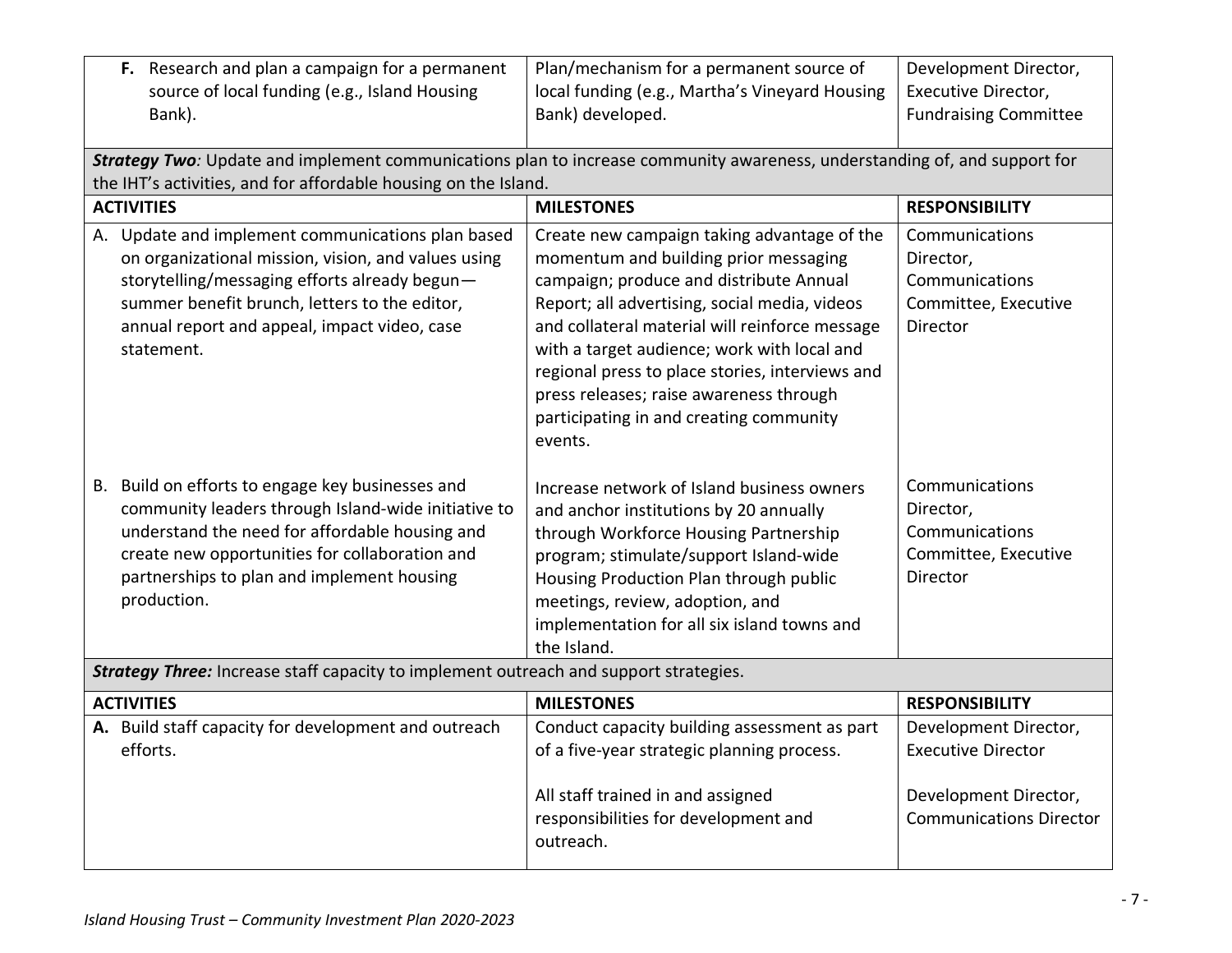| | | |
|---|---|---|
| **F.** Research and plan a campaign for a permanent source of local funding (e.g., Island Housing Bank). | Plan/mechanism for a permanent source of local funding (e.g., Martha's Vineyard Housing Bank) developed. | Development Director, Executive Director, Fundraising Committee |

***Strategy Two**: Update and implement communications plan to increase community awareness, understanding of, and support for the IHT's activities, and for affordable housing on the Island.*

| ACTIVITIES | MILESTONES | RESPONSIBILITY |
|---|---|---|
| A. Update and implement communications plan based on organizational mission, vision, and values using storytelling/messaging efforts already begun—summer benefit brunch, letters to the editor, annual report and appeal, impact video, case statement. | Create new campaign taking advantage of the momentum and building prior messaging campaign; produce and distribute Annual Report; all advertising, social media, videos and collateral material will reinforce message with a target audience; work with local and regional press to place stories, interviews and press releases; raise awareness through participating in and creating community events. | Communications Director, Communications Committee, Executive Director |
| B. Build on efforts to engage key businesses and community leaders through Island-wide initiative to understand the need for affordable housing and create new opportunities for collaboration and partnerships to plan and implement housing production. | Increase network of Island business owners and anchor institutions by 20 annually through Workforce Housing Partnership program; stimulate/support Island-wide Housing Production Plan through public meetings, review, adoption, and implementation for all six island towns and the Island. | Communications Director, Communications Committee, Executive Director |

***Strategy Three:** Increase staff capacity to implement outreach and support strategies.*

| ACTIVITIES | MILESTONES | RESPONSIBILITY |
|---|---|---|
| **A.** Build staff capacity for development and outreach efforts. | Conduct capacity building assessment as part of a five-year strategic planning process. | Development Director, Executive Director |
| | All staff trained in and assigned responsibilities for development and outreach. | Development Director, Communications Director |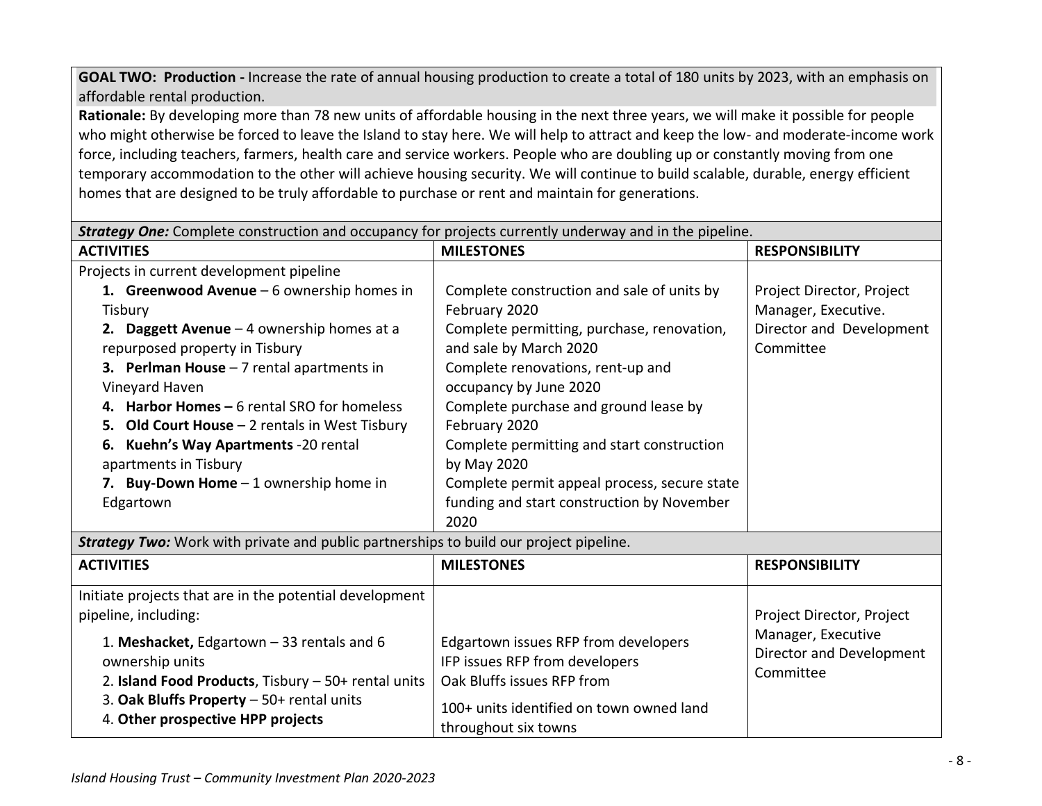**GOAL TWO: Production -** Increase the rate of annual housing production to create a total of 180 units by 2023, with an emphasis on affordable rental production.

**Rationale:** By developing more than 78 new units of affordable housing in the next three years, we will make it possible for people who might otherwise be forced to leave the Island to stay here. We will help to attract and keep the low- and moderate-income work force, including teachers, farmers, health care and service workers. People who are doubling up or constantly moving from one temporary accommodation to the other will achieve housing security. We will continue to build scalable, durable, energy efficient homes that are designed to be truly affordable to purchase or rent and maintain for generations.

***Strategy One:*** Complete construction and occupancy for projects currently underway and in the pipeline.

| ACTIVITIES | MILESTONES | RESPONSIBILITY |
|---|---|---|
| Projects in current development pipeline<br>1. **Greenwood Avenue** – 6 ownership homes in Tisbury<br>2. **Daggett Avenue** – 4 ownership homes at a repurposed property in Tisbury<br>3. **Perlman House** – 7 rental apartments in Vineyard Haven<br>4. **Harbor Homes –** 6 rental SRO for homeless<br>5. **Old Court House** – 2 rentals in West Tisbury<br>6. **Kuehn's Way Apartments** -20 rental apartments in Tisbury<br>7. **Buy-Down Home** – 1 ownership home in Edgartown | Complete construction and sale of units by February 2020<br>Complete permitting, purchase, renovation, and sale by March 2020<br>Complete renovations, rent-up and occupancy by June 2020<br>Complete purchase and ground lease by February 2020<br>Complete permitting and start construction by May 2020<br>Complete permit appeal process, secure state funding and start construction by November 2020 | Project Director, Project Manager, Executive. Director and Development Committee |

***Strategy Two:*** Work with private and public partnerships to build our project pipeline.

| ACTIVITIES | MILESTONES | RESPONSIBILITY |
|---|---|---|
| Initiate projects that are in the potential development pipeline, including:<br>1. **Meshacket,** Edgartown – 33 rentals and 6 ownership units<br>2. **Island Food Products**, Tisbury – 50+ rental units<br>3. **Oak Bluffs Property** – 50+ rental units<br>4. **Other prospective HPP projects** | Edgartown issues RFP from developers<br>IFP issues RFP from developers<br>Oak Bluffs issues RFP from<br>100+ units identified on town owned land throughout six towns | Project Director, Project Manager, Executive Director and Development Committee |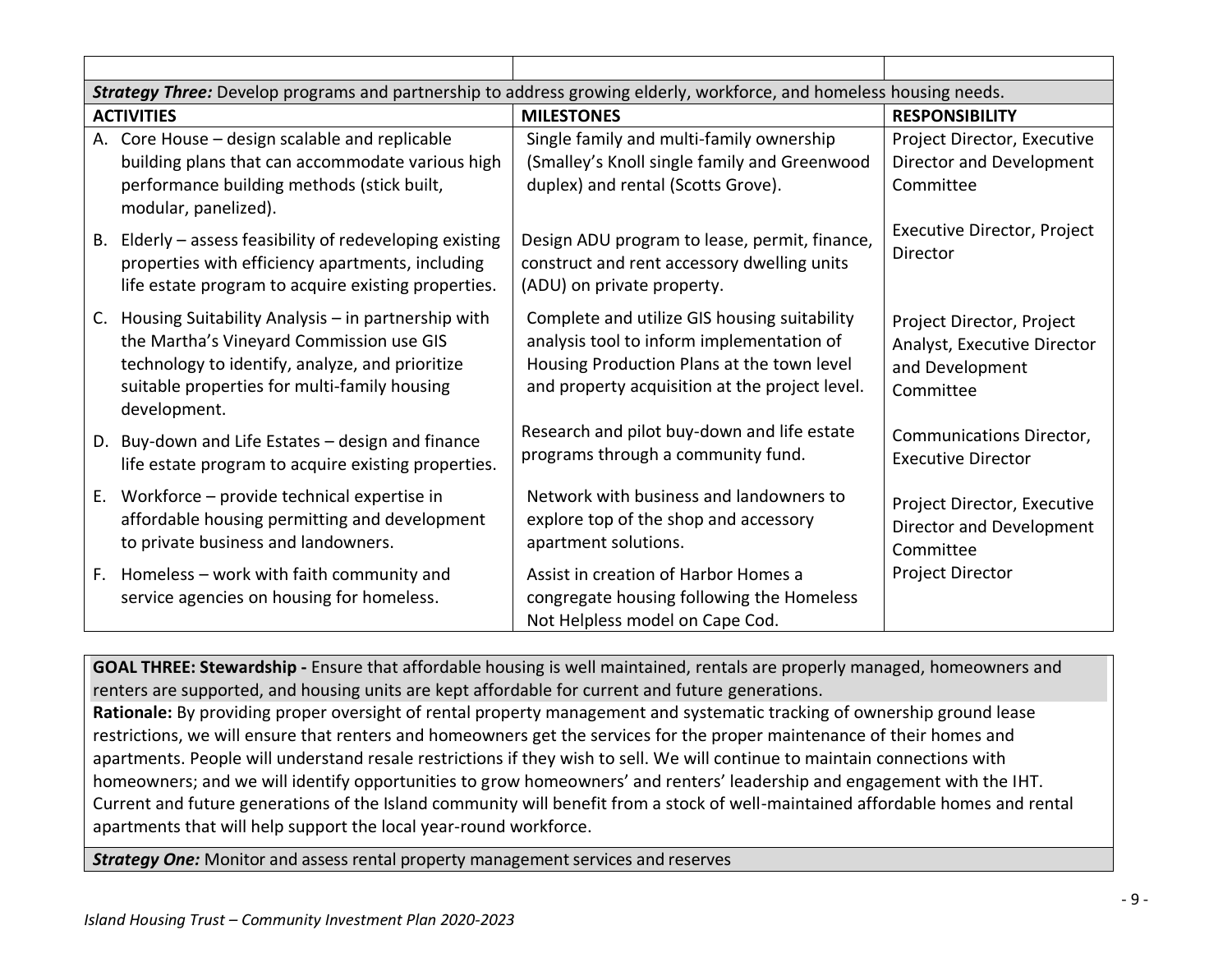| | | |
|---|---|---|
| ***Strategy Three:*** Develop programs and partnership to address growing elderly, workforce, and homeless housing needs. | | |
| **ACTIVITIES** | **MILESTONES** | **RESPONSIBILITY** |
| A. Core House – design scalable and replicable building plans that can accommodate various high performance building methods (stick built, modular, panelized). | Single family and multi-family ownership (Smalley's Knoll single family and Greenwood duplex) and rental (Scotts Grove). | Project Director, Executive Director and Development Committee |
| B. Elderly – assess feasibility of redeveloping existing properties with efficiency apartments, including life estate program to acquire existing properties. | Design ADU program to lease, permit, finance, construct and rent accessory dwelling units (ADU) on private property. | Executive Director, Project Director |
| C. Housing Suitability Analysis – in partnership with the Martha's Vineyard Commission use GIS technology to identify, analyze, and prioritize suitable properties for multi-family housing development. | Complete and utilize GIS housing suitability analysis tool to inform implementation of Housing Production Plans at the town level and property acquisition at the project level. | Project Director, Project Analyst, Executive Director and Development Committee |
| D. Buy-down and Life Estates – design and finance life estate program to acquire existing properties. | Research and pilot buy-down and life estate programs through a community fund. | Communications Director, Executive Director |
| E. Workforce – provide technical expertise in affordable housing permitting and development to private business and landowners. | Network with business and landowners to explore top of the shop and accessory apartment solutions. | Project Director, Executive Director and Development Committee |
| F. Homeless – work with faith community and service agencies on housing for homeless. | Assist in creation of Harbor Homes a congregate housing following the Homeless Not Helpless model on Cape Cod. | Project Director |

**GOAL THREE: Stewardship -** Ensure that affordable housing is well maintained, rentals are properly managed, homeowners and renters are supported, and housing units are kept affordable for current and future generations.

**Rationale:** By providing proper oversight of rental property management and systematic tracking of ownership ground lease restrictions, we will ensure that renters and homeowners get the services for the proper maintenance of their homes and apartments. People will understand resale restrictions if they wish to sell. We will continue to maintain connections with homeowners; and we will identify opportunities to grow homeowners' and renters' leadership and engagement with the IHT. Current and future generations of the Island community will benefit from a stock of well-maintained affordable homes and rental apartments that will help support the local year-round workforce.

***Strategy One:*** Monitor and assess rental property management services and reserves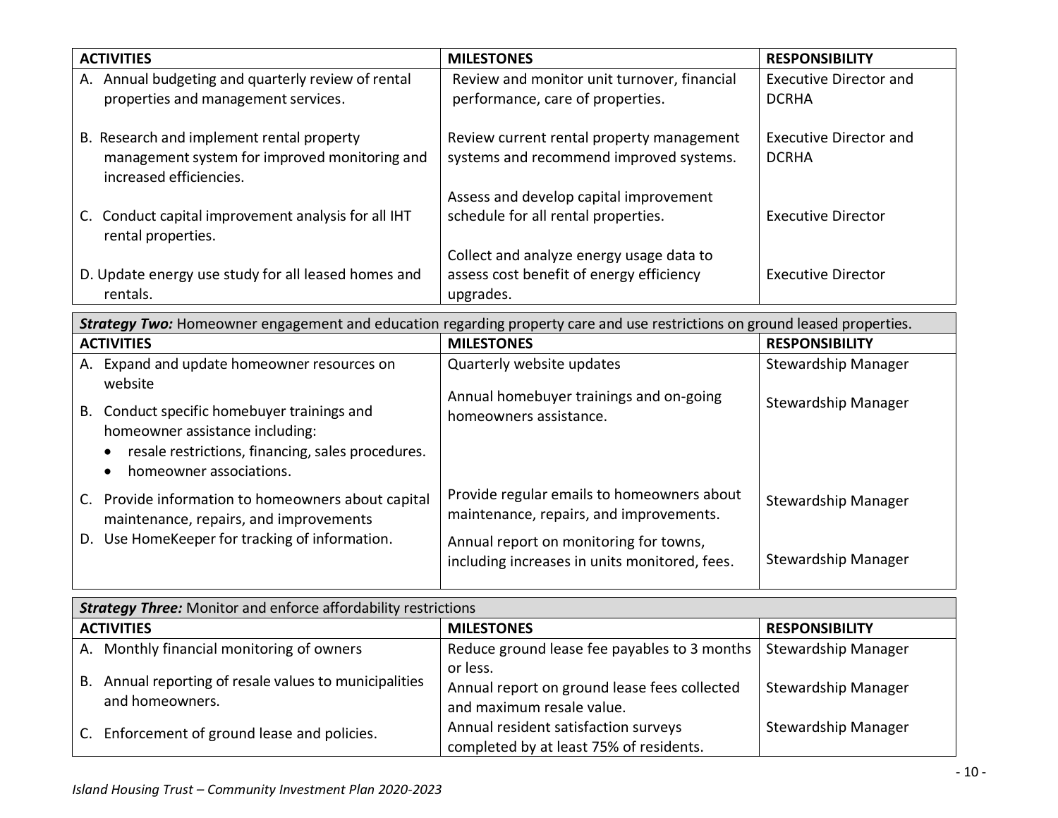| ACTIVITIES | MILESTONES | RESPONSIBILITY |
|---|---|---|
| A. Annual budgeting and quarterly review of rental properties and management services. | Review and monitor unit turnover, financial performance, care of properties. | Executive Director and DCRHA |
| B. Research and implement rental property management system for improved monitoring and increased efficiencies. | Review current rental property management systems and recommend improved systems. | Executive Director and DCRHA |
| C. Conduct capital improvement analysis for all IHT rental properties. | Assess and develop capital improvement schedule for all rental properties. | Executive Director |
| D. Update energy use study for all leased homes and rentals. | Collect and analyze energy usage data to assess cost benefit of energy efficiency upgrades. | Executive Director |

| ***Strategy Two:*** Homeowner engagement and education regarding property care and use restrictions on ground leased properties. | | |
|---|---|---|
| **ACTIVITIES** | **MILESTONES** | **RESPONSIBILITY** |
| A. Expand and update homeowner resources on website | Quarterly website updates | Stewardship Manager |
| B. Conduct specific homebuyer trainings and homeowner assistance including: <br>• resale restrictions, financing, sales procedures. <br>• homeowner associations. | Annual homebuyer trainings and on-going homeowners assistance. | Stewardship Manager |
| C. Provide information to homeowners about capital maintenance, repairs, and improvements | Provide regular emails to homeowners about maintenance, repairs, and improvements. | Stewardship Manager |
| D. Use HomeKeeper for tracking of information. | Annual report on monitoring for towns, including increases in units monitored, fees. | Stewardship Manager |

| ***Strategy Three:*** Monitor and enforce affordability restrictions | | |
|---|---|---|
| **ACTIVITIES** | **MILESTONES** | **RESPONSIBILITY** |
| A. Monthly financial monitoring of owners | Reduce ground lease fee payables to 3 months or less. | Stewardship Manager |
| B. Annual reporting of resale values to municipalities and homeowners. | Annual report on ground lease fees collected and maximum resale value. | Stewardship Manager |
| C. Enforcement of ground lease and policies. | Annual resident satisfaction surveys completed by at least 75% of residents. | Stewardship Manager |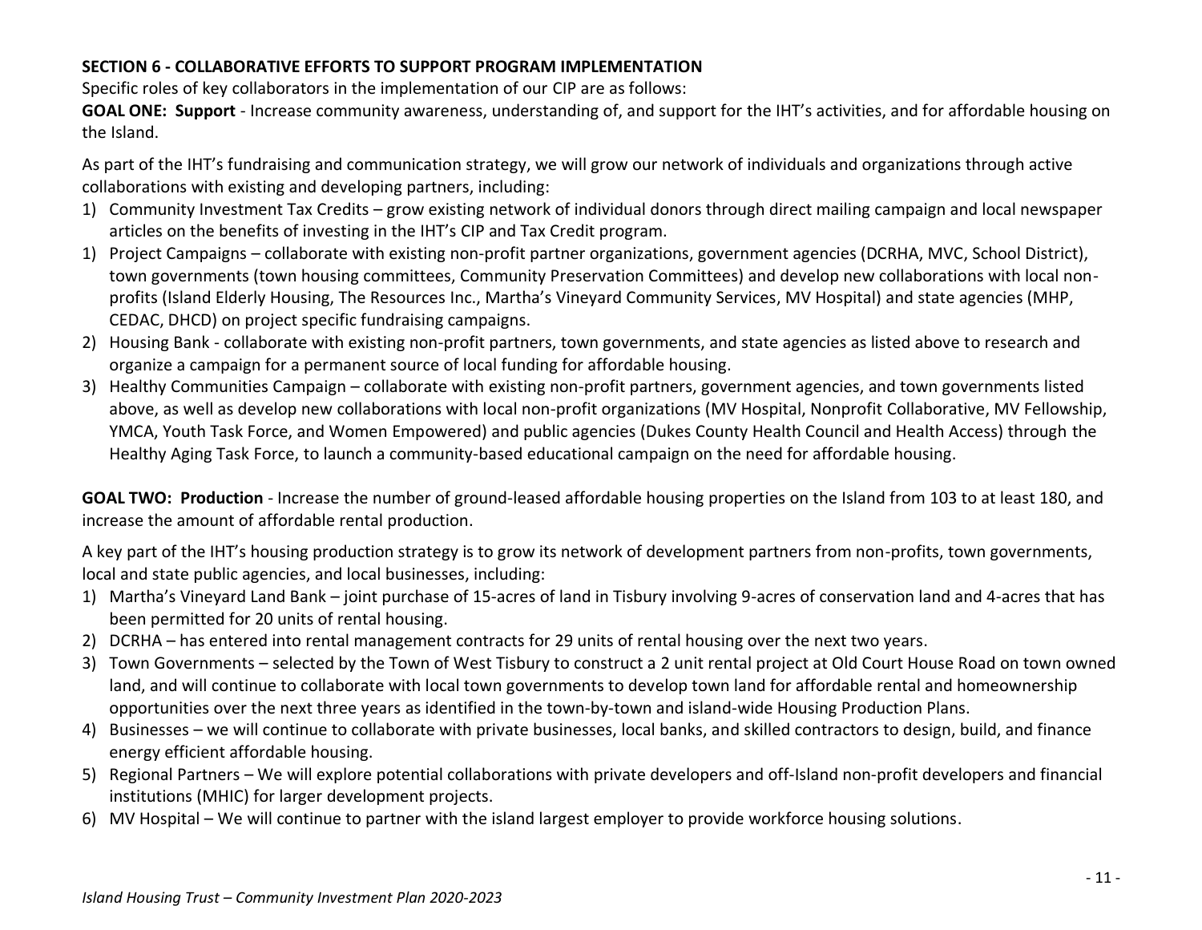**SECTION 6 - COLLABORATIVE EFFORTS TO SUPPORT PROGRAM IMPLEMENTATION**

Specific roles of key collaborators in the implementation of our CIP are as follows:

**GOAL ONE: Support** - Increase community awareness, understanding of, and support for the IHT's activities, and for affordable housing on the Island.

As part of the IHT's fundraising and communication strategy, we will grow our network of individuals and organizations through active collaborations with existing and developing partners, including:

1) Community Investment Tax Credits – grow existing network of individual donors through direct mailing campaign and local newspaper articles on the benefits of investing in the IHT's CIP and Tax Credit program.
1) Project Campaigns – collaborate with existing non-profit partner organizations, government agencies (DCRHA, MVC, School District), town governments (town housing committees, Community Preservation Committees) and develop new collaborations with local non-profits (Island Elderly Housing, The Resources Inc., Martha's Vineyard Community Services, MV Hospital) and state agencies (MHP, CEDAC, DHCD) on project specific fundraising campaigns.
2) Housing Bank - collaborate with existing non-profit partners, town governments, and state agencies as listed above to research and organize a campaign for a permanent source of local funding for affordable housing.
3) Healthy Communities Campaign – collaborate with existing non-profit partners, government agencies, and town governments listed above, as well as develop new collaborations with local non-profit organizations (MV Hospital, Nonprofit Collaborative, MV Fellowship, YMCA, Youth Task Force, and Women Empowered) and public agencies (Dukes County Health Council and Health Access) through the Healthy Aging Task Force, to launch a community-based educational campaign on the need for affordable housing.

**GOAL TWO: Production** - Increase the number of ground-leased affordable housing properties on the Island from 103 to at least 180, and increase the amount of affordable rental production.

A key part of the IHT's housing production strategy is to grow its network of development partners from non-profits, town governments, local and state public agencies, and local businesses, including:

1) Martha's Vineyard Land Bank – joint purchase of 15-acres of land in Tisbury involving 9-acres of conservation land and 4-acres that has been permitted for 20 units of rental housing.
2) DCRHA – has entered into rental management contracts for 29 units of rental housing over the next two years.
3) Town Governments – selected by the Town of West Tisbury to construct a 2 unit rental project at Old Court House Road on town owned land, and will continue to collaborate with local town governments to develop town land for affordable rental and homeownership opportunities over the next three years as identified in the town-by-town and island-wide Housing Production Plans.
4) Businesses – we will continue to collaborate with private businesses, local banks, and skilled contractors to design, build, and finance energy efficient affordable housing.
5) Regional Partners – We will explore potential collaborations with private developers and off-Island non-profit developers and financial institutions (MHIC) for larger development projects.
6) MV Hospital – We will continue to partner with the island largest employer to provide workforce housing solutions.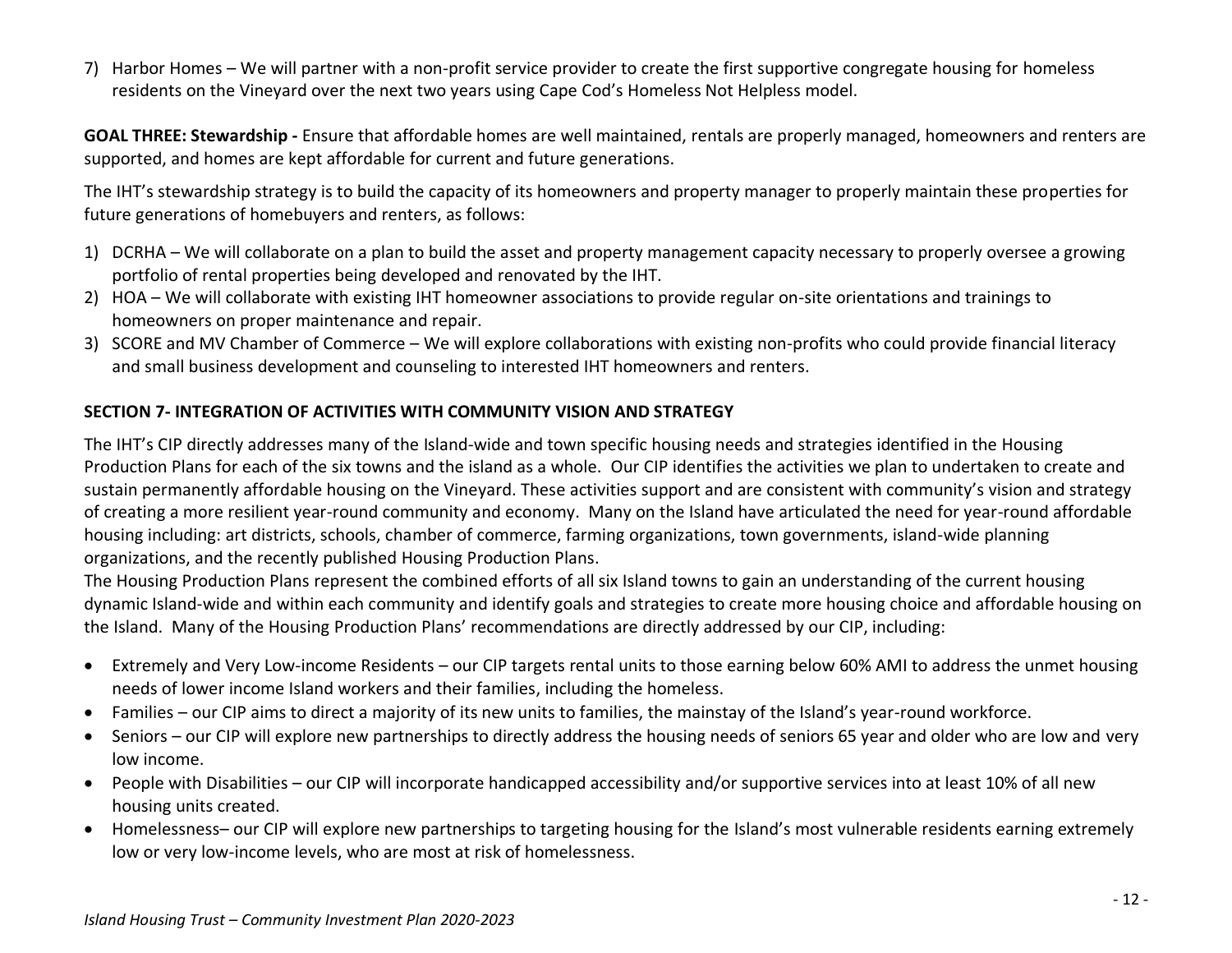7) Harbor Homes – We will partner with a non-profit service provider to create the first supportive congregate housing for homeless residents on the Vineyard over the next two years using Cape Cod's Homeless Not Helpless model.

**GOAL THREE: Stewardship -** Ensure that affordable homes are well maintained, rentals are properly managed, homeowners and renters are supported, and homes are kept affordable for current and future generations.

The IHT's stewardship strategy is to build the capacity of its homeowners and property manager to properly maintain these properties for future generations of homebuyers and renters, as follows:

1) DCRHA – We will collaborate on a plan to build the asset and property management capacity necessary to properly oversee a growing portfolio of rental properties being developed and renovated by the IHT.
2) HOA – We will collaborate with existing IHT homeowner associations to provide regular on-site orientations and trainings to homeowners on proper maintenance and repair.
3) SCORE and MV Chamber of Commerce – We will explore collaborations with existing non-profits who could provide financial literacy and small business development and counseling to interested IHT homeowners and renters.

## SECTION 7- INTEGRATION OF ACTIVITIES WITH COMMUNITY VISION AND STRATEGY

The IHT's CIP directly addresses many of the Island-wide and town specific housing needs and strategies identified in the Housing Production Plans for each of the six towns and the island as a whole. Our CIP identifies the activities we plan to undertaken to create and sustain permanently affordable housing on the Vineyard. These activities support and are consistent with community's vision and strategy of creating a more resilient year-round community and economy. Many on the Island have articulated the need for year-round affordable housing including: art districts, schools, chamber of commerce, farming organizations, town governments, island-wide planning organizations, and the recently published Housing Production Plans.

The Housing Production Plans represent the combined efforts of all six Island towns to gain an understanding of the current housing dynamic Island-wide and within each community and identify goals and strategies to create more housing choice and affordable housing on the Island. Many of the Housing Production Plans' recommendations are directly addressed by our CIP, including:

- Extremely and Very Low-income Residents – our CIP targets rental units to those earning below 60% AMI to address the unmet housing needs of lower income Island workers and their families, including the homeless.
- Families – our CIP aims to direct a majority of its new units to families, the mainstay of the Island's year-round workforce.
- Seniors – our CIP will explore new partnerships to directly address the housing needs of seniors 65 year and older who are low and very low income.
- People with Disabilities – our CIP will incorporate handicapped accessibility and/or supportive services into at least 10% of all new housing units created.
- Homelessness– our CIP will explore new partnerships to targeting housing for the Island's most vulnerable residents earning extremely low or very low-income levels, who are most at risk of homelessness.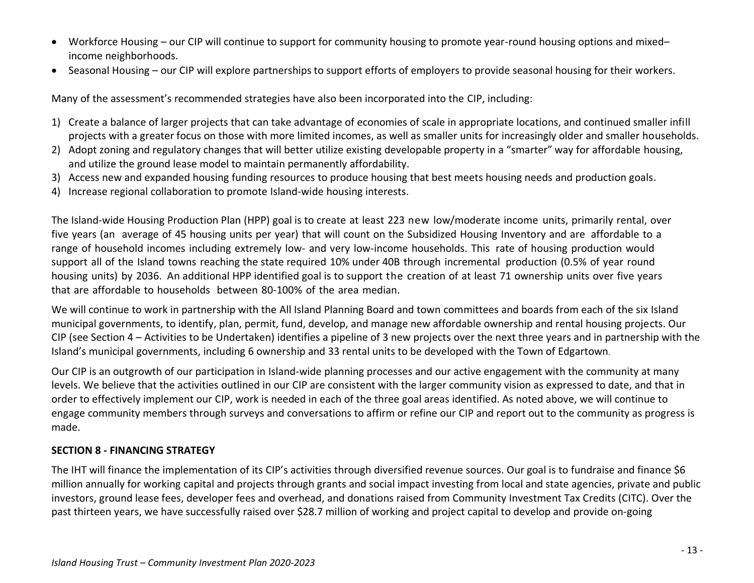- Workforce Housing – our CIP will continue to support for community housing to promote year-round housing options and mixed–income neighborhoods.
- Seasonal Housing – our CIP will explore partnerships to support efforts of employers to provide seasonal housing for their workers.

Many of the assessment's recommended strategies have also been incorporated into the CIP, including:

1) Create a balance of larger projects that can take advantage of economies of scale in appropriate locations, and continued smaller infill projects with a greater focus on those with more limited incomes, as well as smaller units for increasingly older and smaller households.
2) Adopt zoning and regulatory changes that will better utilize existing developable property in a "smarter" way for affordable housing, and utilize the ground lease model to maintain permanently affordability.
3) Access new and expanded housing funding resources to produce housing that best meets housing needs and production goals.
4) Increase regional collaboration to promote Island-wide housing interests.

The Island-wide Housing Production Plan (HPP) goal is to create at least 223 new low/moderate income units, primarily rental, over five years (an average of 45 housing units per year) that will count on the Subsidized Housing Inventory and are affordable to a range of household incomes including extremely low- and very low-income households. This rate of housing production would support all of the Island towns reaching the state required 10% under 40B through incremental production (0.5% of year round housing units) by 2036. An additional HPP identified goal is to support the creation of at least 71 ownership units over five years that are affordable to households between 80-100% of the area median.

We will continue to work in partnership with the All Island Planning Board and town committees and boards from each of the six Island municipal governments, to identify, plan, permit, fund, develop, and manage new affordable ownership and rental housing projects. Our CIP (see Section 4 – Activities to be Undertaken) identifies a pipeline of 3 new projects over the next three years and in partnership with the Island's municipal governments, including 6 ownership and 33 rental units to be developed with the Town of Edgartown.

Our CIP is an outgrowth of our participation in Island-wide planning processes and our active engagement with the community at many levels. We believe that the activities outlined in our CIP are consistent with the larger community vision as expressed to date, and that in order to effectively implement our CIP, work is needed in each of the three goal areas identified. As noted above, we will continue to engage community members through surveys and conversations to affirm or refine our CIP and report out to the community as progress is made.

## SECTION 8 - FINANCING STRATEGY

The IHT will finance the implementation of its CIP's activities through diversified revenue sources. Our goal is to fundraise and finance $6 million annually for working capital and projects through grants and social impact investing from local and state agencies, private and public investors, ground lease fees, developer fees and overhead, and donations raised from Community Investment Tax Credits (CITC). Over the past thirteen years, we have successfully raised over $28.7 million of working and project capital to develop and provide on-going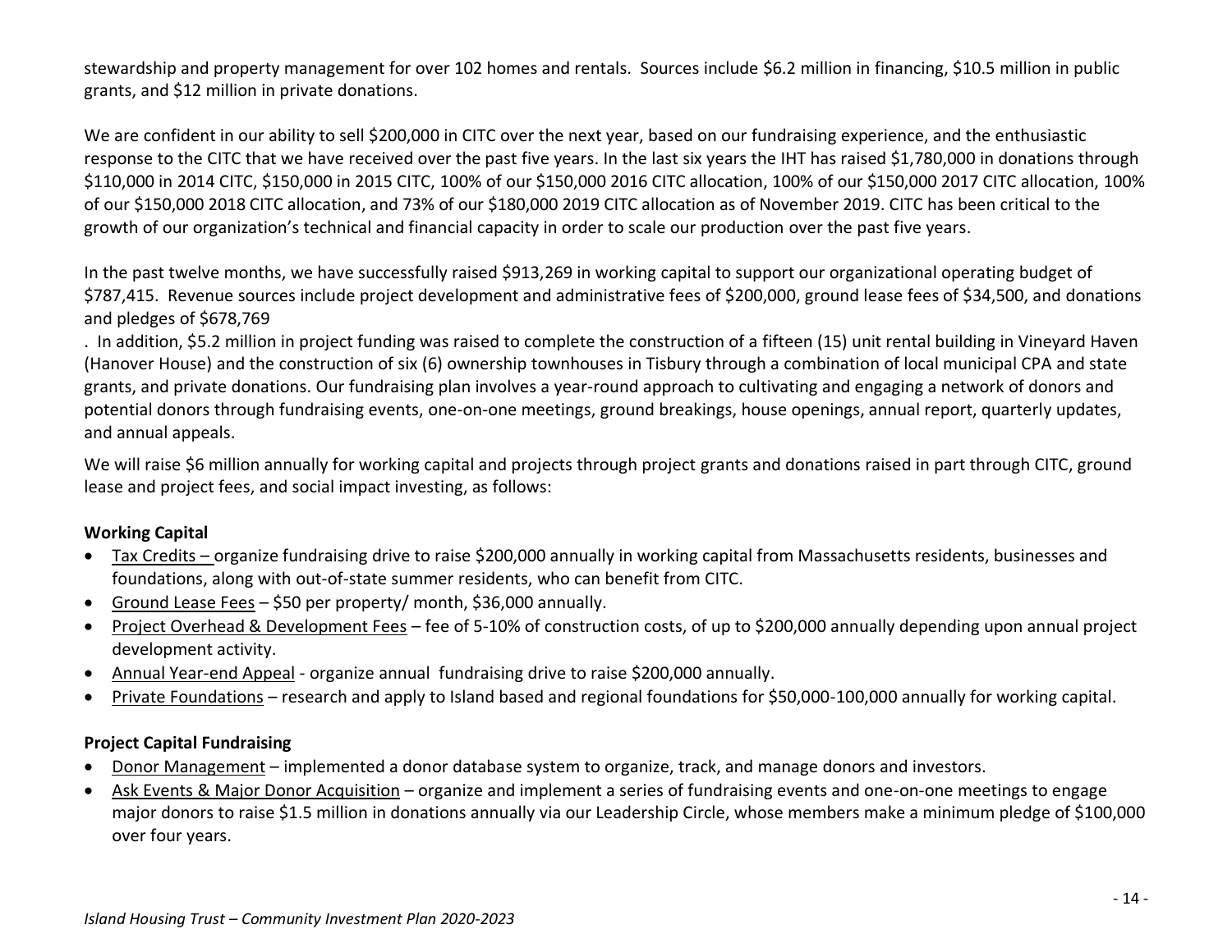stewardship and property management for over 102 homes and rentals. Sources include \$6.2 million in financing, \$10.5 million in public grants, and \$12 million in private donations.

We are confident in our ability to sell \$200,000 in CITC over the next year, based on our fundraising experience, and the enthusiastic response to the CITC that we have received over the past five years. In the last six years the IHT has raised \$1,780,000 in donations through \$110,000 in 2014 CITC, \$150,000 in 2015 CITC, 100% of our \$150,000 2016 CITC allocation, 100% of our \$150,000 2017 CITC allocation, 100% of our \$150,000 2018 CITC allocation, and 73% of our \$180,000 2019 CITC allocation as of November 2019. CITC has been critical to the growth of our organization's technical and financial capacity in order to scale our production over the past five years.

In the past twelve months, we have successfully raised \$913,269 in working capital to support our organizational operating budget of \$787,415. Revenue sources include project development and administrative fees of \$200,000, ground lease fees of \$34,500, and donations and pledges of \$678,769

. In addition, \$5.2 million in project funding was raised to complete the construction of a fifteen (15) unit rental building in Vineyard Haven (Hanover House) and the construction of six (6) ownership townhouses in Tisbury through a combination of local municipal CPA and state grants, and private donations. Our fundraising plan involves a year-round approach to cultivating and engaging a network of donors and potential donors through fundraising events, one-on-one meetings, ground breakings, house openings, annual report, quarterly updates, and annual appeals.

We will raise \$6 million annually for working capital and projects through project grants and donations raised in part through CITC, ground lease and project fees, and social impact investing, as follows:

**Working Capital**

- Tax Credits – organize fundraising drive to raise \$200,000 annually in working capital from Massachusetts residents, businesses and foundations, along with out-of-state summer residents, who can benefit from CITC.
- Ground Lease Fees – \$50 per property/ month, \$36,000 annually.
- Project Overhead & Development Fees – fee of 5-10% of construction costs, of up to \$200,000 annually depending upon annual project development activity.
- Annual Year-end Appeal - organize annual fundraising drive to raise \$200,000 annually.
- Private Foundations – research and apply to Island based and regional foundations for \$50,000-100,000 annually for working capital.

**Project Capital Fundraising**

- Donor Management – implemented a donor database system to organize, track, and manage donors and investors.
- Ask Events & Major Donor Acquisition – organize and implement a series of fundraising events and one-on-one meetings to engage major donors to raise \$1.5 million in donations annually via our Leadership Circle, whose members make a minimum pledge of \$100,000 over four years.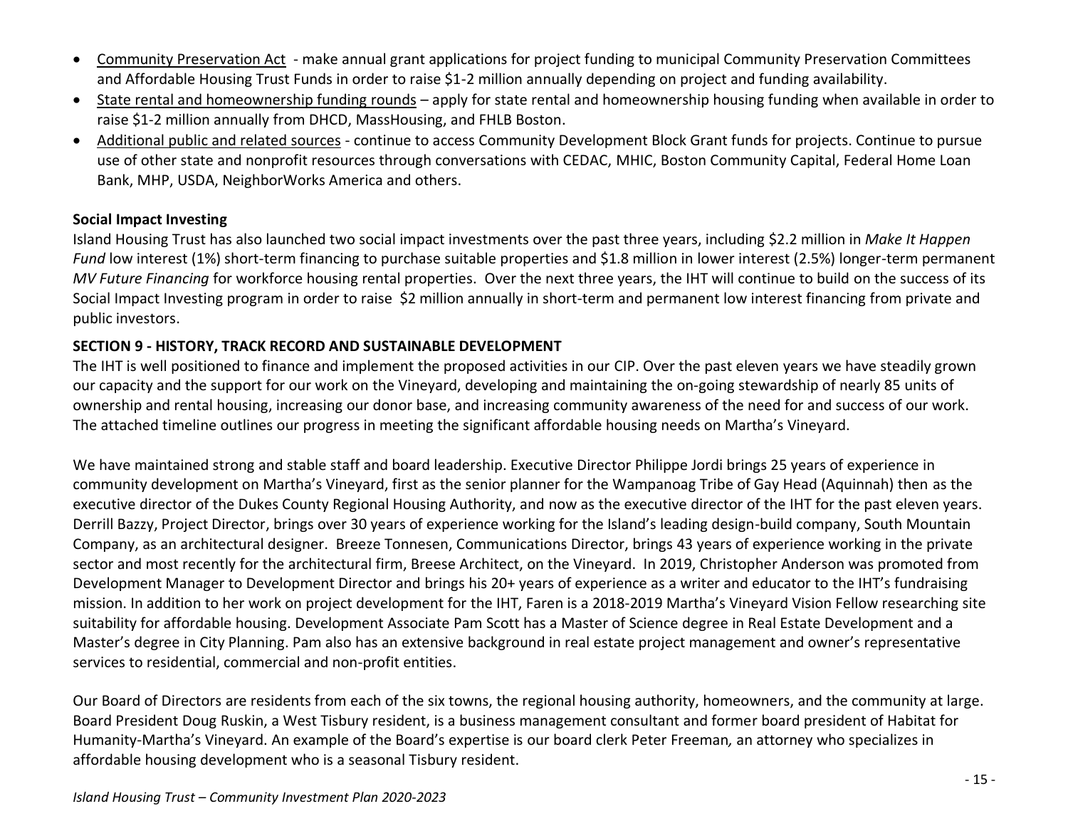- Community Preservation Act - make annual grant applications for project funding to municipal Community Preservation Committees and Affordable Housing Trust Funds in order to raise $1-2 million annually depending on project and funding availability.
- State rental and homeownership funding rounds – apply for state rental and homeownership housing funding when available in order to raise $1-2 million annually from DHCD, MassHousing, and FHLB Boston.
- Additional public and related sources - continue to access Community Development Block Grant funds for projects. Continue to pursue use of other state and nonprofit resources through conversations with CEDAC, MHIC, Boston Community Capital, Federal Home Loan Bank, MHP, USDA, NeighborWorks America and others.

**Social Impact Investing**

Island Housing Trust has also launched two social impact investments over the past three years, including $2.2 million in *Make It Happen Fund* low interest (1%) short-term financing to purchase suitable properties and $1.8 million in lower interest (2.5%) longer-term permanent *MV Future Financing* for workforce housing rental properties. Over the next three years, the IHT will continue to build on the success of its Social Impact Investing program in order to raise $2 million annually in short-term and permanent low interest financing from private and public investors.

## SECTION 9 - HISTORY, TRACK RECORD AND SUSTAINABLE DEVELOPMENT

The IHT is well positioned to finance and implement the proposed activities in our CIP. Over the past eleven years we have steadily grown our capacity and the support for our work on the Vineyard, developing and maintaining the on-going stewardship of nearly 85 units of ownership and rental housing, increasing our donor base, and increasing community awareness of the need for and success of our work. The attached timeline outlines our progress in meeting the significant affordable housing needs on Martha's Vineyard.

We have maintained strong and stable staff and board leadership. Executive Director Philippe Jordi brings 25 years of experience in community development on Martha's Vineyard, first as the senior planner for the Wampanoag Tribe of Gay Head (Aquinnah) then as the executive director of the Dukes County Regional Housing Authority, and now as the executive director of the IHT for the past eleven years. Derrill Bazzy, Project Director, brings over 30 years of experience working for the Island's leading design-build company, South Mountain Company, as an architectural designer. Breeze Tonnesen, Communications Director, brings 43 years of experience working in the private sector and most recently for the architectural firm, Breese Architect, on the Vineyard. In 2019, Christopher Anderson was promoted from Development Manager to Development Director and brings his 20+ years of experience as a writer and educator to the IHT's fundraising mission. In addition to her work on project development for the IHT, Faren is a 2018-2019 Martha's Vineyard Vision Fellow researching site suitability for affordable housing. Development Associate Pam Scott has a Master of Science degree in Real Estate Development and a Master's degree in City Planning. Pam also has an extensive background in real estate project management and owner's representative services to residential, commercial and non-profit entities.

Our Board of Directors are residents from each of the six towns, the regional housing authority, homeowners, and the community at large. Board President Doug Ruskin, a West Tisbury resident, is a business management consultant and former board president of Habitat for Humanity-Martha's Vineyard. An example of the Board's expertise is our board clerk Peter Freeman*,* an attorney who specializes in affordable housing development who is a seasonal Tisbury resident.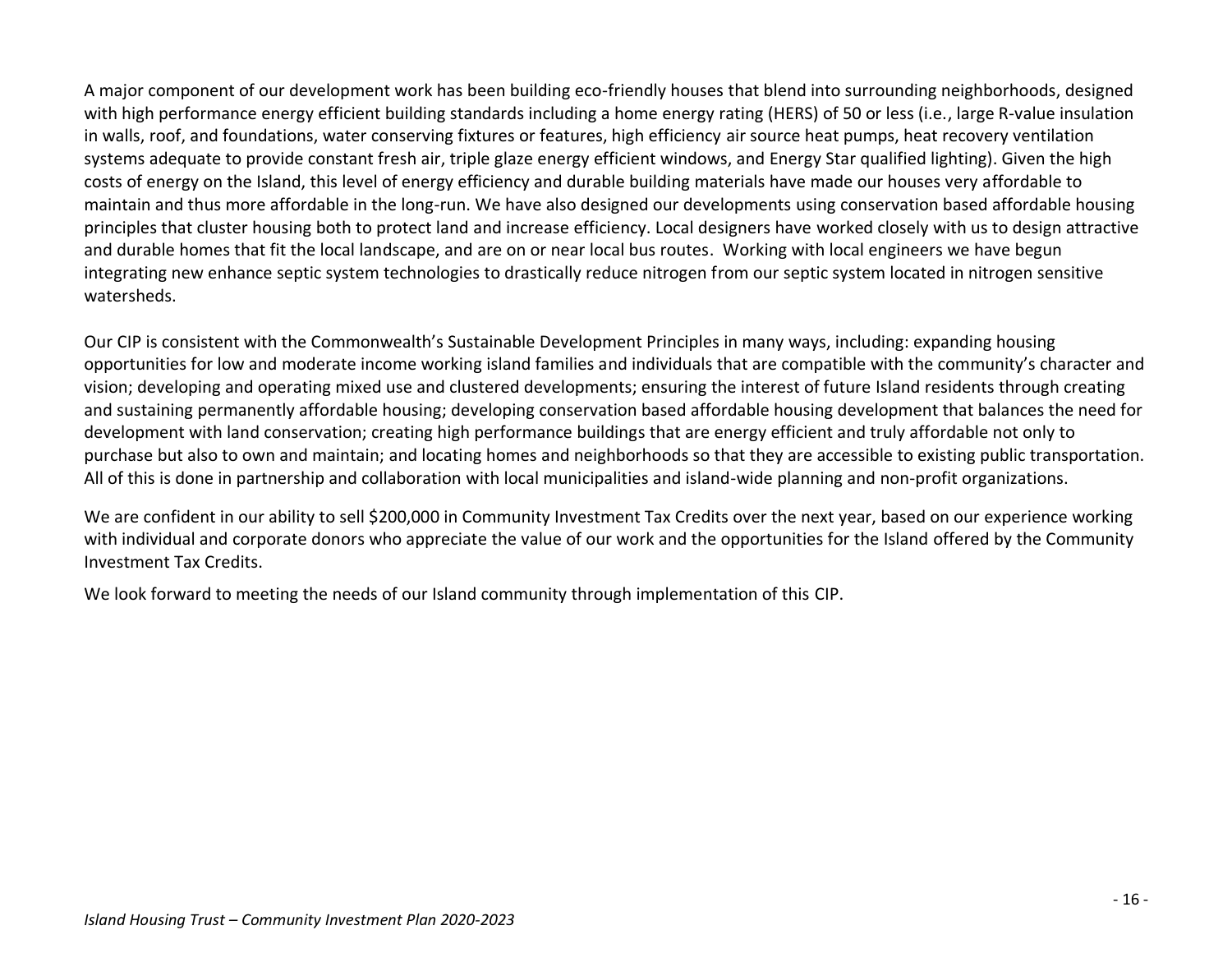A major component of our development work has been building eco-friendly houses that blend into surrounding neighborhoods, designed with high performance energy efficient building standards including a home energy rating (HERS) of 50 or less (i.e., large R-value insulation in walls, roof, and foundations, water conserving fixtures or features, high efficiency air source heat pumps, heat recovery ventilation systems adequate to provide constant fresh air, triple glaze energy efficient windows, and Energy Star qualified lighting). Given the high costs of energy on the Island, this level of energy efficiency and durable building materials have made our houses very affordable to maintain and thus more affordable in the long-run. We have also designed our developments using conservation based affordable housing principles that cluster housing both to protect land and increase efficiency. Local designers have worked closely with us to design attractive and durable homes that fit the local landscape, and are on or near local bus routes. Working with local engineers we have begun integrating new enhance septic system technologies to drastically reduce nitrogen from our septic system located in nitrogen sensitive watersheds.

Our CIP is consistent with the Commonwealth's Sustainable Development Principles in many ways, including: expanding housing opportunities for low and moderate income working island families and individuals that are compatible with the community's character and vision; developing and operating mixed use and clustered developments; ensuring the interest of future Island residents through creating and sustaining permanently affordable housing; developing conservation based affordable housing development that balances the need for development with land conservation; creating high performance buildings that are energy efficient and truly affordable not only to purchase but also to own and maintain; and locating homes and neighborhoods so that they are accessible to existing public transportation. All of this is done in partnership and collaboration with local municipalities and island-wide planning and non-profit organizations.

We are confident in our ability to sell $200,000 in Community Investment Tax Credits over the next year, based on our experience working with individual and corporate donors who appreciate the value of our work and the opportunities for the Island offered by the Community Investment Tax Credits.

We look forward to meeting the needs of our Island community through implementation of this CIP.